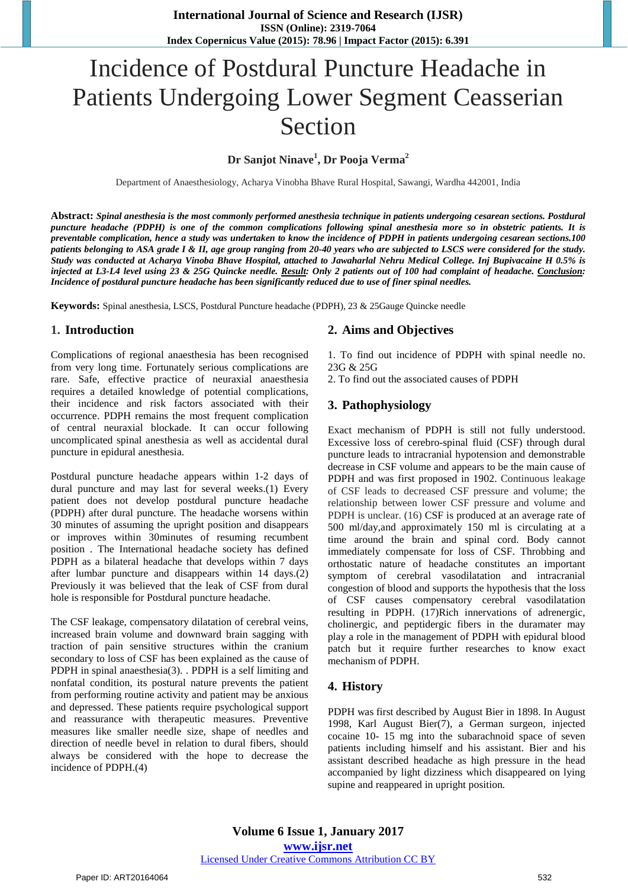# Incidence of Postdural Puncture Headache in Patients Undergoing Lower Segment Ceasserian Section

**Dr Sanjot Ninave[1], Dr Pooja Verma[2]**

Department of Anaesthesiology, Acharya Vinobha Bhave Rural Hospital, Sawangi, Wardha 442001, India

**Abstract:** ***Spinal anesthesia is the most commonly performed anesthesia technique in patients undergoing cesarean sections. Postdural puncture headache (PDPH) is one of the common complications following spinal anesthesia more so in obstetric patients. It is preventable complication, hence a study was undertaken to know the incidence of PDPH in patients undergoing cesarean sections.100 patients belonging to ASA grade I & II, age group ranging from 20-40 years who are subjected to LSCS were considered for the study. Study was conducted at Acharya Vinoba Bhave Hospital, attached to Jawaharlal Nehru Medical College. Inj Bupivacaine H 0.5% is injected at L3-L4 level using 23 & 25G Quincke needle. Result: Only 2 patients out of 100 had complaint of headache. Conclusion: Incidence of postdural puncture headache has been significantly reduced due to use of finer spinal needles.***

**Keywords:** Spinal anesthesia, LSCS, Postdural Puncture headache (PDPH), 23 & 25Gauge Quincke needle

## 1. Introduction

Complications of regional anaesthesia has been recognised from very long time. Fortunately serious complications are rare. Safe, effective practice of neuraxial anaesthesia requires a detailed knowledge of potential complications, their incidence and risk factors associated with their occurrence. PDPH remains the most frequent complication of central neuraxial blockade. It can occur following uncomplicated spinal anesthesia as well as accidental dural puncture in epidural anesthesia.

Postdural puncture headache appears within 1-2 days of dural puncture and may last for several weeks.(1) Every patient does not develop postdural puncture headache (PDPH) after dural puncture. The headache worsens within 30 minutes of assuming the upright position and disappears or improves within 30minutes of resuming recumbent position . The International headache society has defined PDPH as a bilateral headache that develops within 7 days after lumbar puncture and disappears within 14 days.(2) Previously it was believed that the leak of CSF from dural hole is responsible for Postdural puncture headache.

The CSF leakage, compensatory dilatation of cerebral veins, increased brain volume and downward brain sagging with traction of pain sensitive structures within the cranium secondary to loss of CSF has been explained as the cause of PDPH in spinal anaesthesia(3). . PDPH is a self limiting and nonfatal condition, its postural nature prevents the patient from performing routine activity and patient may be anxious and depressed. These patients require psychological support and reassurance with therapeutic measures. Preventive measures like smaller needle size, shape of needles and direction of needle bevel in relation to dural fibers, should always be considered with the hope to decrease the incidence of PDPH.(4)

## 2. Aims and Objectives

1. To find out incidence of PDPH with spinal needle no. 23G & 25G
2. To find out the associated causes of PDPH

## 3. Pathophysiology

Exact mechanism of PDPH is still not fully understood. Excessive loss of cerebro-spinal fluid (CSF) through dural puncture leads to intracranial hypotension and demonstrable decrease in CSF volume and appears to be the main cause of PDPH and was first proposed in 1902. Continuous leakage of CSF leads to decreased CSF pressure and volume; the relationship between lower CSF pressure and volume and PDPH is unclear. (16) CSF is produced at an average rate of 500 ml/day,and approximately 150 ml is circulating at a time around the brain and spinal cord. Body cannot immediately compensate for loss of CSF. Throbbing and orthostatic nature of headache constitutes an important symptom of cerebral vasodilatation and intracranial congestion of blood and supports the hypothesis that the loss of CSF causes compensatory cerebral vasodilatation resulting in PDPH. (17)Rich innervations of adrenergic, cholinergic, and peptidergic fibers in the duramater may play a role in the management of PDPH with epidural blood patch but it require further researches to know exact mechanism of PDPH.

## 4. History

PDPH was first described by August Bier in 1898. In August 1998, Karl August Bier(7), a German surgeon, injected cocaine 10- 15 mg into the subarachnoid space of seven patients including himself and his assistant. Bier and his assistant described headache as high pressure in the head accompanied by light dizziness which disappeared on lying supine and reappeared in upright position.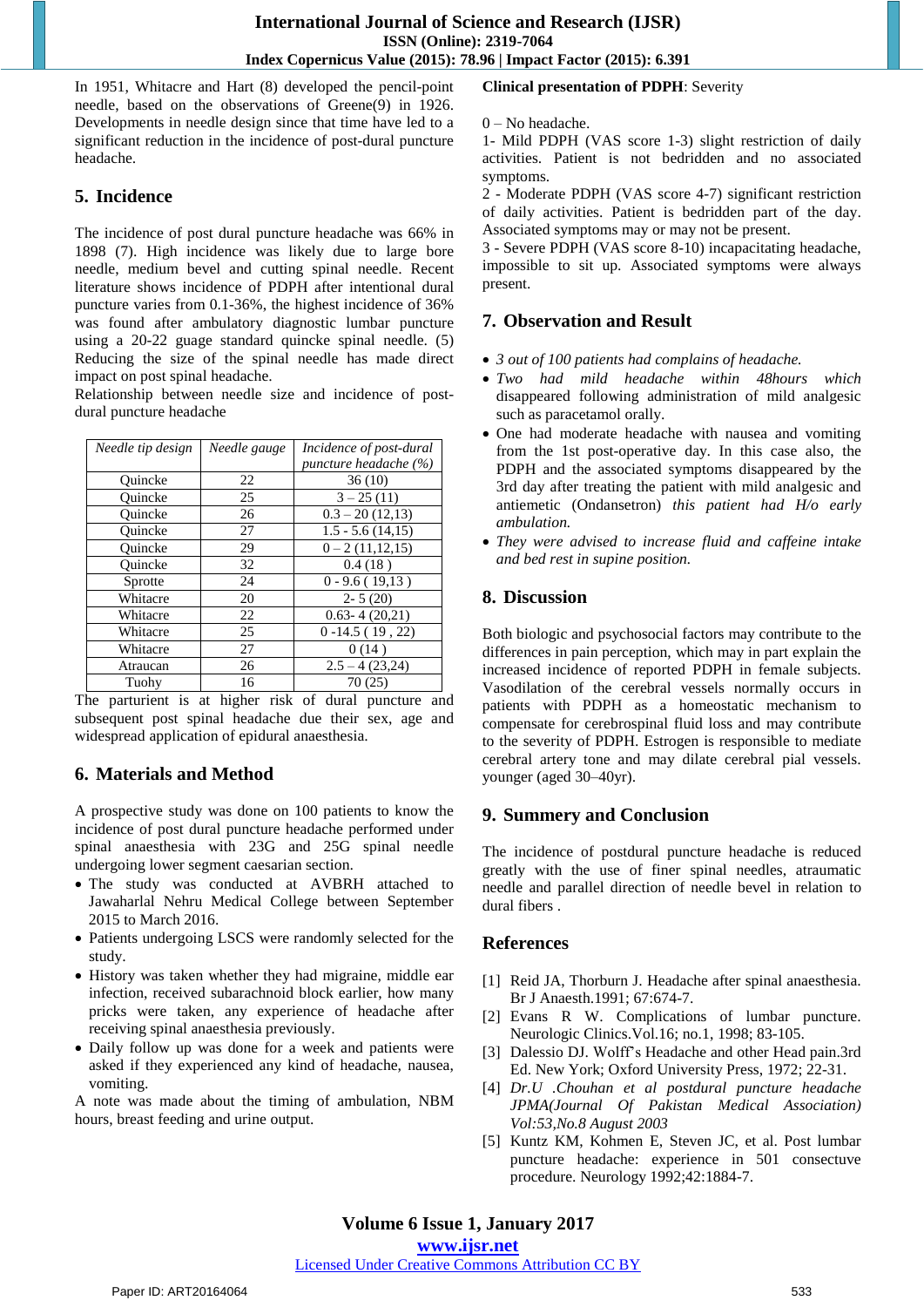In 1951, Whitacre and Hart (8) developed the pencil-point needle, based on the observations of Greene(9) in 1926. Developments in needle design since that time have led to a significant reduction in the incidence of post-dural puncture headache.

## 5. Incidence

The incidence of post dural puncture headache was 66% in 1898 (7). High incidence was likely due to large bore needle, medium bevel and cutting spinal needle. Recent literature shows incidence of PDPH after intentional dural puncture varies from 0.1-36%, the highest incidence of 36% was found after ambulatory diagnostic lumbar puncture using a 20-22 guage standard quincke spinal needle. (5) Reducing the size of the spinal needle has made direct impact on post spinal headache.

Relationship between needle size and incidence of post-dural puncture headache

| *Needle tip design* | *Needle gauge* | *Incidence of post-dural puncture headache (%)* |
|---|---|---|
| Quincke | 22 | 36 (10) |
| Quincke | 25 | 3 – 25 (11) |
| Quincke | 26 | 0.3 – 20 (12,13) |
| Quincke | 27 | 1.5 - 5.6 (14,15) |
| Quincke | 29 | 0 – 2 (11,12,15) |
| Quincke | 32 | 0.4 (18 ) |
| Sprotte | 24 | 0 - 9.6 ( 19,13 ) |
| Whitacre | 20 | 2- 5 (20) |
| Whitacre | 22 | 0.63- 4 (20,21) |
| Whitacre | 25 | 0 -14.5 ( 19 , 22) |
| Whitacre | 27 | 0 (14 ) |
| Atraucan | 26 | 2.5 – 4 (23,24) |
| Tuohy | 16 | 70 (25) |

The parturient is at higher risk of dural puncture and subsequent post spinal headache due their sex, age and widespread application of epidural anaesthesia.

## 6. Materials and Method

A prospective study was done on 100 patients to know the incidence of post dural puncture headache performed under spinal anaesthesia with 23G and 25G spinal needle undergoing lower segment caesarian section.

- The study was conducted at AVBRH attached to Jawaharlal Nehru Medical College between September 2015 to March 2016.
- Patients undergoing LSCS were randomly selected for the study.
- History was taken whether they had migraine, middle ear infection, received subarachnoid block earlier, how many pricks were taken, any experience of headache after receiving spinal anaesthesia previously.
- Daily follow up was done for a week and patients were asked if they experienced any kind of headache, nausea, vomiting.

A note was made about the timing of ambulation, NBM hours, breast feeding and urine output.

**Clinical presentation of PDPH**: Severity

0 – No headache.
1- Mild PDPH (VAS score 1-3) slight restriction of daily activities. Patient is not bedridden and no associated symptoms.
2 - Moderate PDPH (VAS score 4-7) significant restriction of daily activities. Patient is bedridden part of the day. Associated symptoms may or may not be present.
3 - Severe PDPH (VAS score 8-10) incapacitating headache, impossible to sit up. Associated symptoms were always present.

## 7. Observation and Result

- *3 out of 100 patients had complains of headache.*
- *Two had mild headache within 48hours* which disappeared following administration of mild analgesic such as paracetamol orally.
- One had moderate headache with nausea and vomiting from the 1st post-operative day. In this case also, the PDPH and the associated symptoms disappeared by the 3rd day after treating the patient with mild analgesic and antiemetic (Ondansetron) *this patient had H/o early ambulation.*
- *They were advised to increase fluid and caffeine intake and bed rest in supine position.*

## 8. Discussion

Both biologic and psychosocial factors may contribute to the differences in pain perception, which may in part explain the increased incidence of reported PDPH in female subjects. Vasodilation of the cerebral vessels normally occurs in patients with PDPH as a homeostatic mechanism to compensate for cerebrospinal fluid loss and may contribute to the severity of PDPH. Estrogen is responsible to mediate cerebral artery tone and may dilate cerebral pial vessels. younger (aged 30–40yr).

## 9. Summery and Conclusion

The incidence of postdural puncture headache is reduced greatly with the use of finer spinal needles, atraumatic needle and parallel direction of needle bevel in relation to dural fibers .

## References

[1] Reid JA, Thorburn J. Headache after spinal anaesthesia. Br J Anaesth.1991; 67:674-7.
[2] Evans R W. Complications of lumbar puncture. Neurologic Clinics.Vol.16; no.1, 1998; 83-105.
[3] Dalessio DJ. Wolff's Headache and other Head pain.3rd Ed. New York; Oxford University Press, 1972; 22-31.
[4] *Dr.U .Chouhan et al postdural puncture headache JPMA(Journal Of Pakistan Medical Association) Vol:53,No.8 August 2003*
[5] Kuntz KM, Kohmen E, Steven JC, et al. Post lumbar puncture headache: experience in 501 consectuve procedure. Neurology 1992;42:1884-7.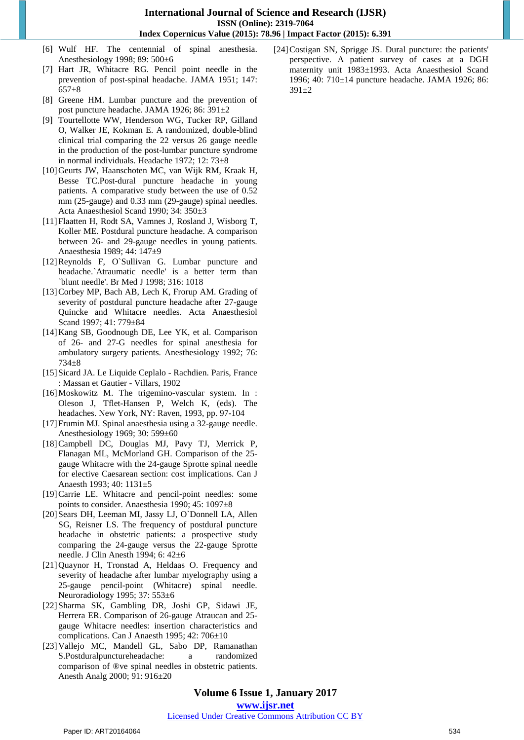[6] Wulf HF. The centennial of spinal anesthesia. Anesthesiology 1998; 89: 500±6

[7] Hart JR, Whitacre RG. Pencil point needle in the prevention of post-spinal headache. JAMA 1951; 147: 657±8

[8] Greene HM. Lumbar puncture and the prevention of post puncture headache. JAMA 1926; 86: 391±2

[9] Tourtellotte WW, Henderson WG, Tucker RP, Gilland O, Walker JE, Kokman E. A randomized, double-blind clinical trial comparing the 22 versus 26 gauge needle in the production of the post-lumbar puncture syndrome in normal individuals. Headache 1972; 12: 73±8

[10] Geurts JW, Haanschoten MC, van Wijk RM, Kraak H, Besse TC.Post-dural puncture headache in young patients. A comparative study between the use of 0.52 mm (25-gauge) and 0.33 mm (29-gauge) spinal needles. Acta Anaesthesiol Scand 1990; 34: 350±3

[11] Flaatten H, Rodt SA, Vamnes J, Rosland J, Wisborg T, Koller ME. Postdural puncture headache. A comparison between 26- and 29-gauge needles in young patients. Anaesthesia 1989; 44: 147±9

[12] Reynolds F, O`Sullivan G. Lumbar puncture and headache.`Atraumatic needle' is a better term than `blunt needle'. Br Med J 1998; 316: 1018

[13] Corbey MP, Bach AB, Lech K, Frorup AM. Grading of severity of postdural puncture headache after 27-gauge Quincke and Whitacre needles. Acta Anaesthesiol Scand 1997; 41: 779±84

[14] Kang SB, Goodnough DE, Lee YK, et al. Comparison of 26- and 27-G needles for spinal anesthesia for ambulatory surgery patients. Anesthesiology 1992; 76: 734±8

[15] Sicard JA. Le Liquide Ceplalo - Rachdien. Paris, France : Massan et Gautier - Villars, 1902

[16] Moskowitz M. The trigemino-vascular system. In : Oleson J, Tflet-Hansen P, Welch K, (eds). The headaches. New York, NY: Raven, 1993, pp. 97-104

[17] Frumin MJ. Spinal anaesthesia using a 32-gauge needle. Anesthesiology 1969; 30: 599±60

[18] Campbell DC, Douglas MJ, Pavy TJ, Merrick P, Flanagan ML, McMorland GH. Comparison of the 25-gauge Whitacre with the 24-gauge Sprotte spinal needle for elective Caesarean section: cost implications. Can J Anaesth 1993; 40: 1131±5

[19] Carrie LE. Whitacre and pencil-point needles: some points to consider. Anaesthesia 1990; 45: 1097±8

[20] Sears DH, Leeman MI, Jassy LJ, O`Donnell LA, Allen SG, Reisner LS. The frequency of postdural puncture headache in obstetric patients: a prospective study comparing the 24-gauge versus the 22-gauge Sprotte needle. J Clin Anesth 1994; 6: 42±6

[21] Quaynor H, Tronstad A, Heldaas O. Frequency and severity of headache after lumbar myelography using a 25-gauge pencil-point (Whitacre) spinal needle. Neuroradiology 1995; 37: 553±6

[22] Sharma SK, Gambling DR, Joshi GP, Sidawi JE, Herrera ER. Comparison of 26-gauge Atraucan and 25-gauge Whitacre needles: insertion characteristics and complications. Can J Anaesth 1995; 42: 706±10

[23] Vallejo MC, Mandell GL, Sabo DP, Ramanathan S.Postduralpunctureheadache: a randomized comparison of ®ve spinal needles in obstetric patients. Anesth Analg 2000; 91: 916±20

[24] Costigan SN, Sprigge JS. Dural puncture: the patients' perspective. A patient survey of cases at a DGH maternity unit 1983±1993. Acta Anaesthesiol Scand 1996; 40: 710±14 puncture headache. JAMA 1926; 86: 391±2